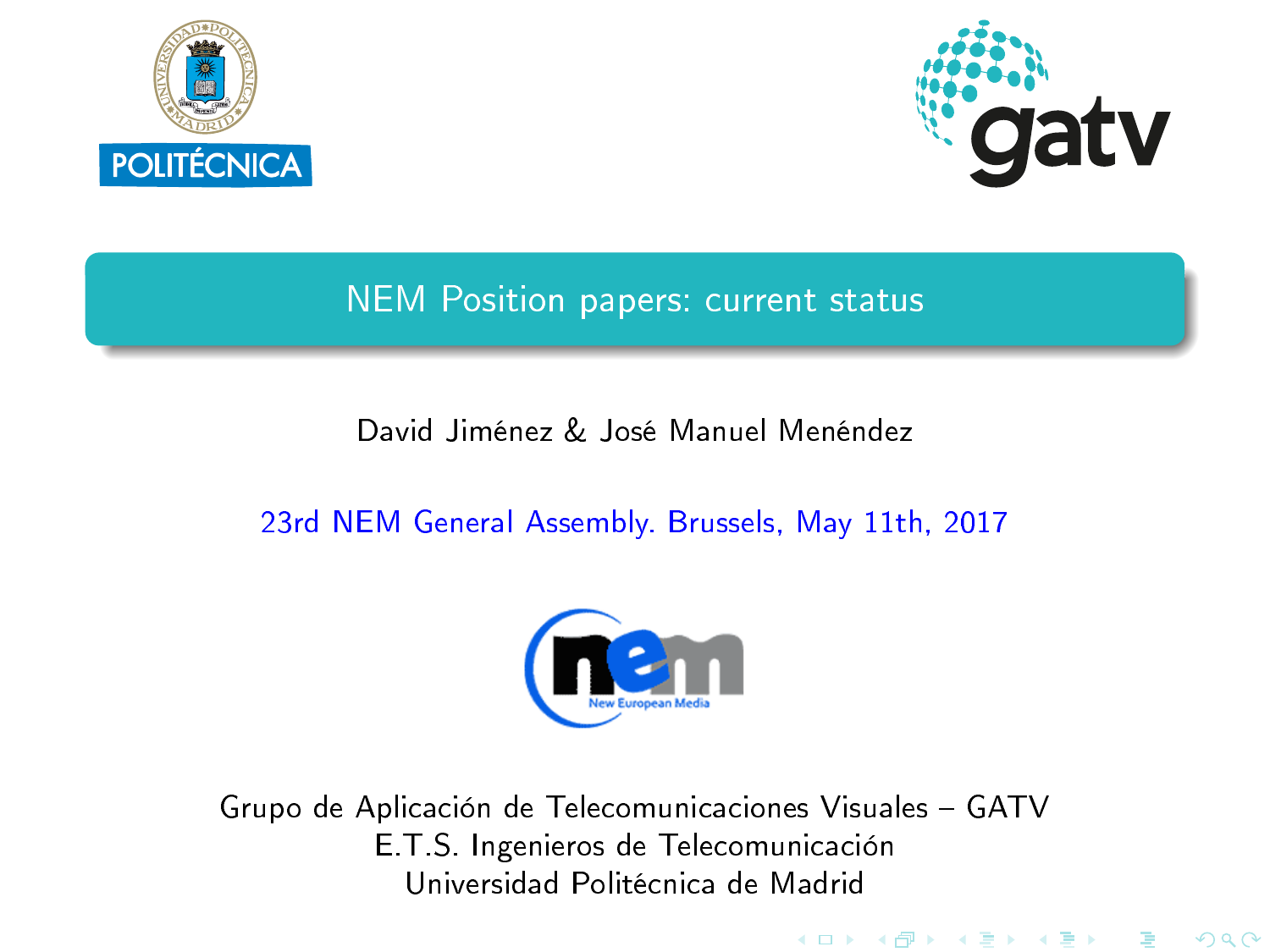# NEM Position papers: current status

David Jiménez & José Manuel Menéndez

23rd NEM General Assembly. Brussels, May 11th, 2017

Grupo de Aplicación de Telecomunicaciones Visuales – GATV
E.T.S. Ingenieros de Telecomunicación
Universidad Politécnica de Madrid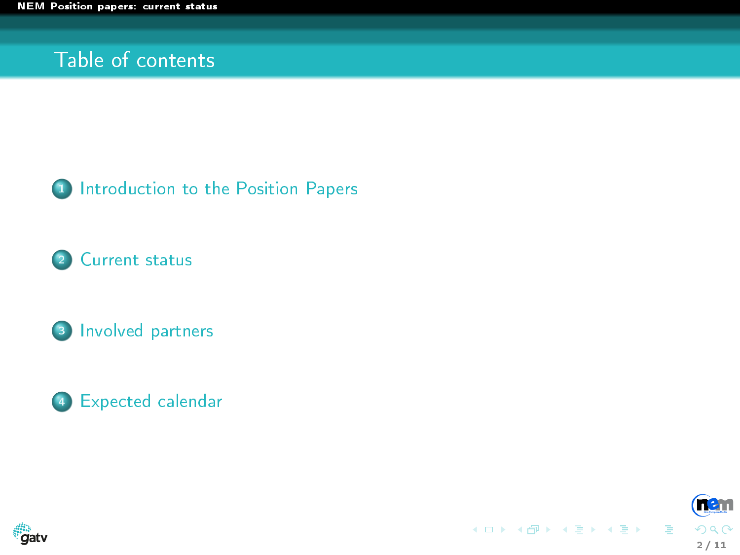# Table of contents

1. Introduction to the Position Papers
2. Current status
3. Involved partners
4. Expected calendar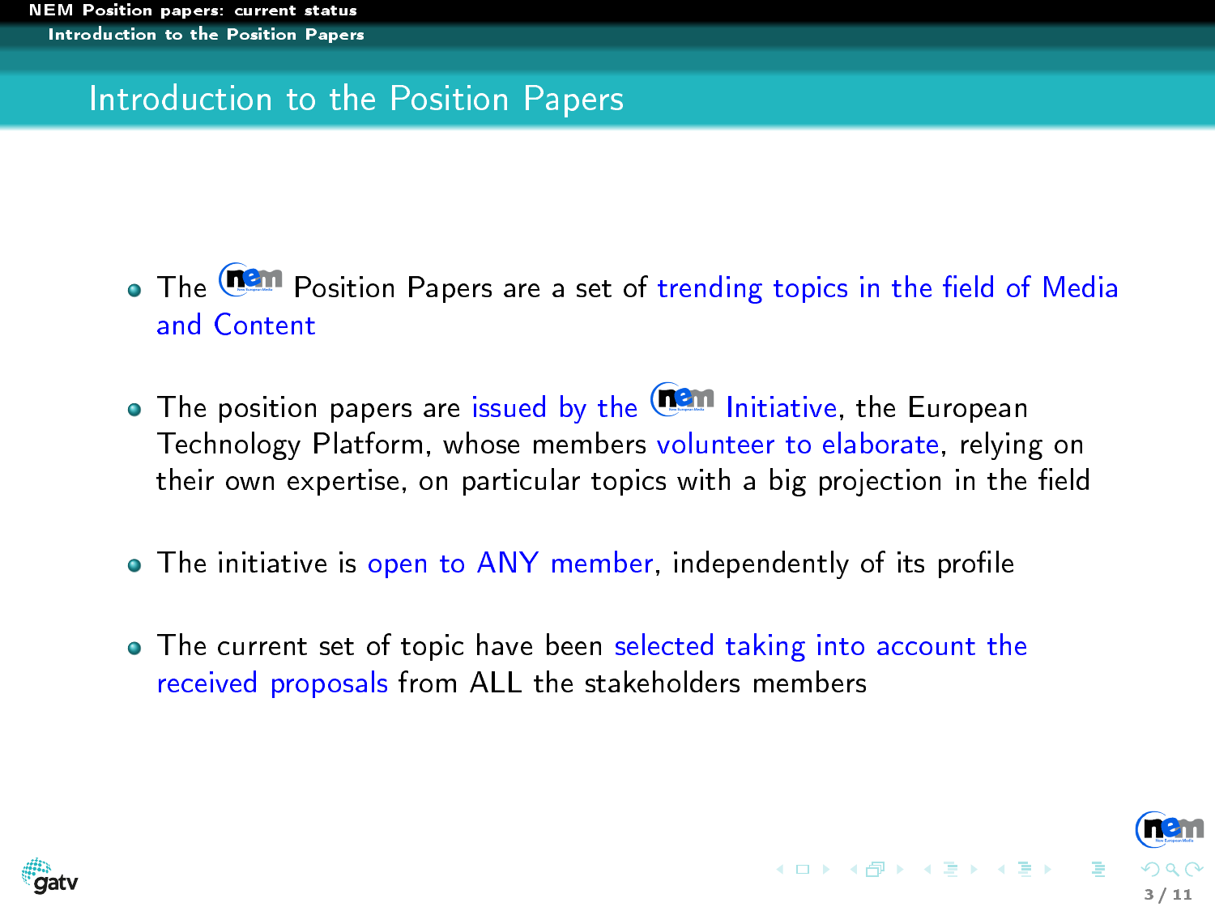# Introduction to the Position Papers

- The NEM Position Papers are a set of trending topics in the field of Media and Content
- The position papers are issued by the NEM Initiative, the European Technology Platform, whose members volunteer to elaborate, relying on their own expertise, on particular topics with a big projection in the field
- The initiative is open to ANY member, independently of its profile
- The current set of topic have been selected taking into account the received proposals from ALL the stakeholders members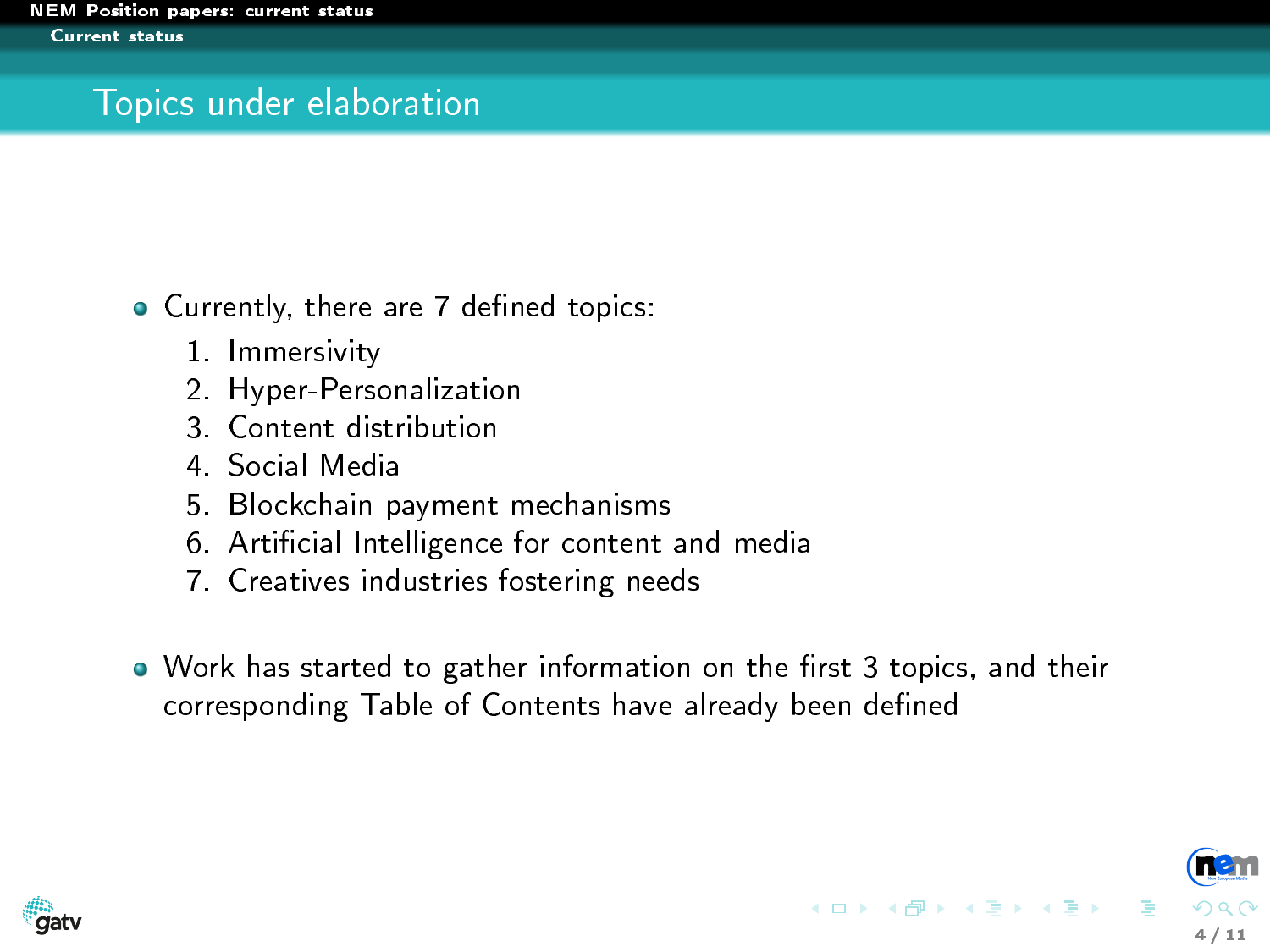# Topics under elaboration

- Currently, there are 7 defined topics:
  1. Immersivity
  2. Hyper-Personalization
  3. Content distribution
  4. Social Media
  5. Blockchain payment mechanisms
  6. Artificial Intelligence for content and media
  7. Creatives industries fostering needs

- Work has started to gather information on the first 3 topics, and their corresponding Table of Contents have already been defined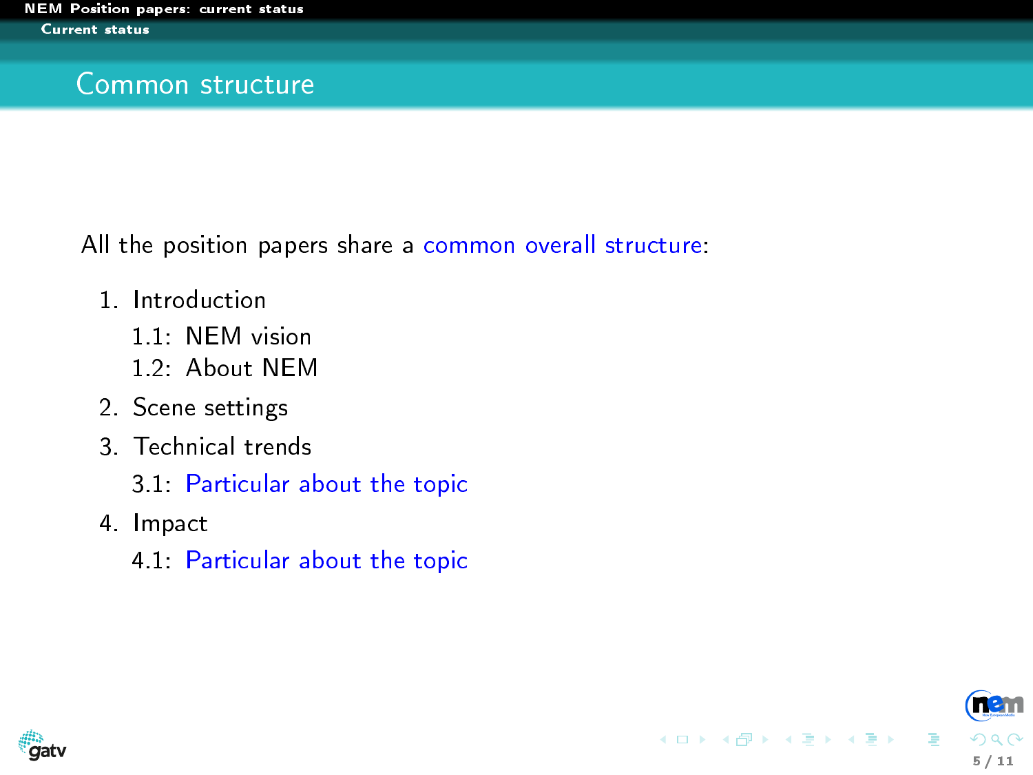# Common structure

All the position papers share a common overall structure:

1. Introduction
   - 1.1: NEM vision
   - 1.2: About NEM
2. Scene settings
3. Technical trends
   - 3.1: Particular about the topic
4. Impact
   - 4.1: Particular about the topic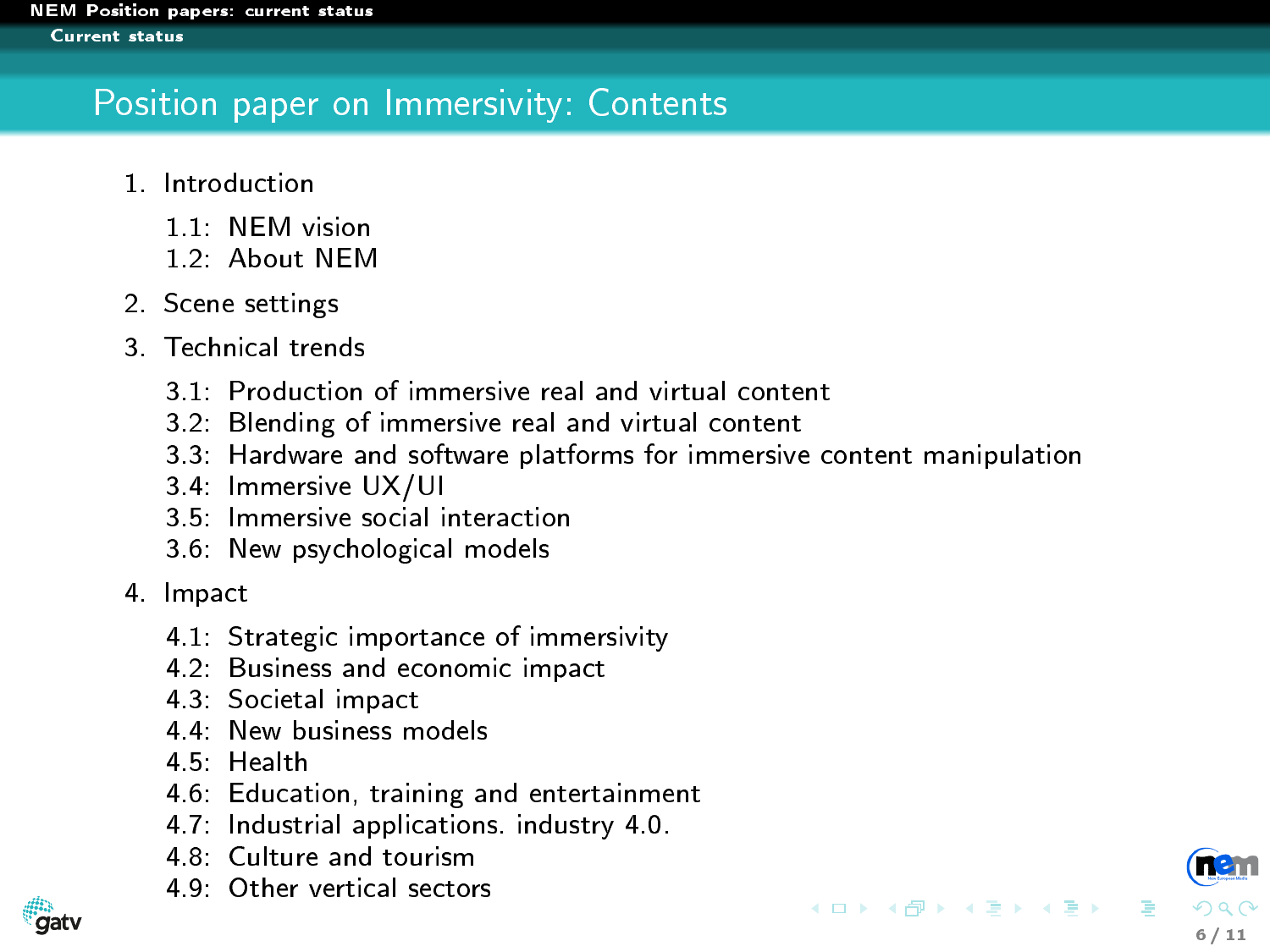# Position paper on Immersivity: Contents

1. Introduction
   - 1.1: NEM vision
   - 1.2: About NEM
2. Scene settings
3. Technical trends
   - 3.1: Production of immersive real and virtual content
   - 3.2: Blending of immersive real and virtual content
   - 3.3: Hardware and software platforms for immersive content manipulation
   - 3.4: Immersive UX/UI
   - 3.5: Immersive social interaction
   - 3.6: New psychological models
4. Impact
   - 4.1: Strategic importance of immersivity
   - 4.2: Business and economic impact
   - 4.3: Societal impact
   - 4.4: New business models
   - 4.5: Health
   - 4.6: Education, training and entertainment
   - 4.7: Industrial applications. industry 4.0.
   - 4.8: Culture and tourism
   - 4.9: Other vertical sectors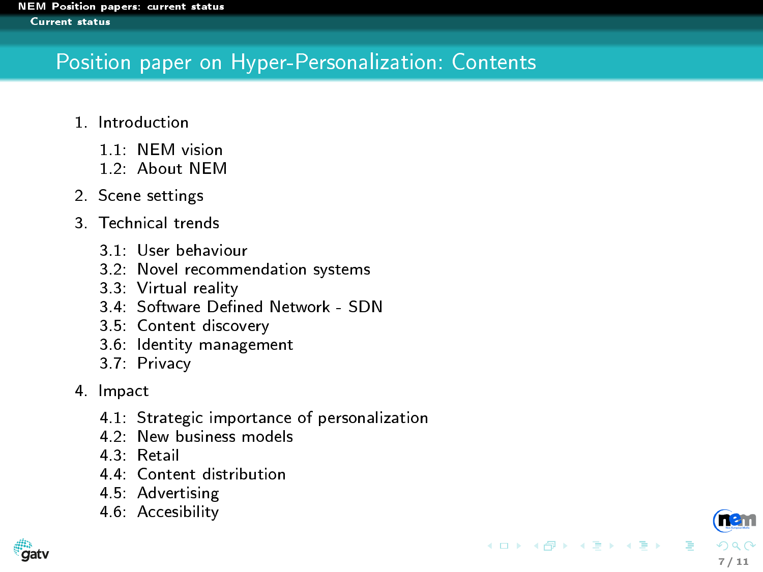# Position paper on Hyper-Personalization: Contents

1. Introduction
   - 1.1: NEM vision
   - 1.2: About NEM
2. Scene settings
3. Technical trends
   - 3.1: User behaviour
   - 3.2: Novel recommendation systems
   - 3.3: Virtual reality
   - 3.4: Software Defined Network - SDN
   - 3.5: Content discovery
   - 3.6: Identity management
   - 3.7: Privacy
4. Impact
   - 4.1: Strategic importance of personalization
   - 4.2: New business models
   - 4.3: Retail
   - 4.4: Content distribution
   - 4.5: Advertising
   - 4.6: Accesibility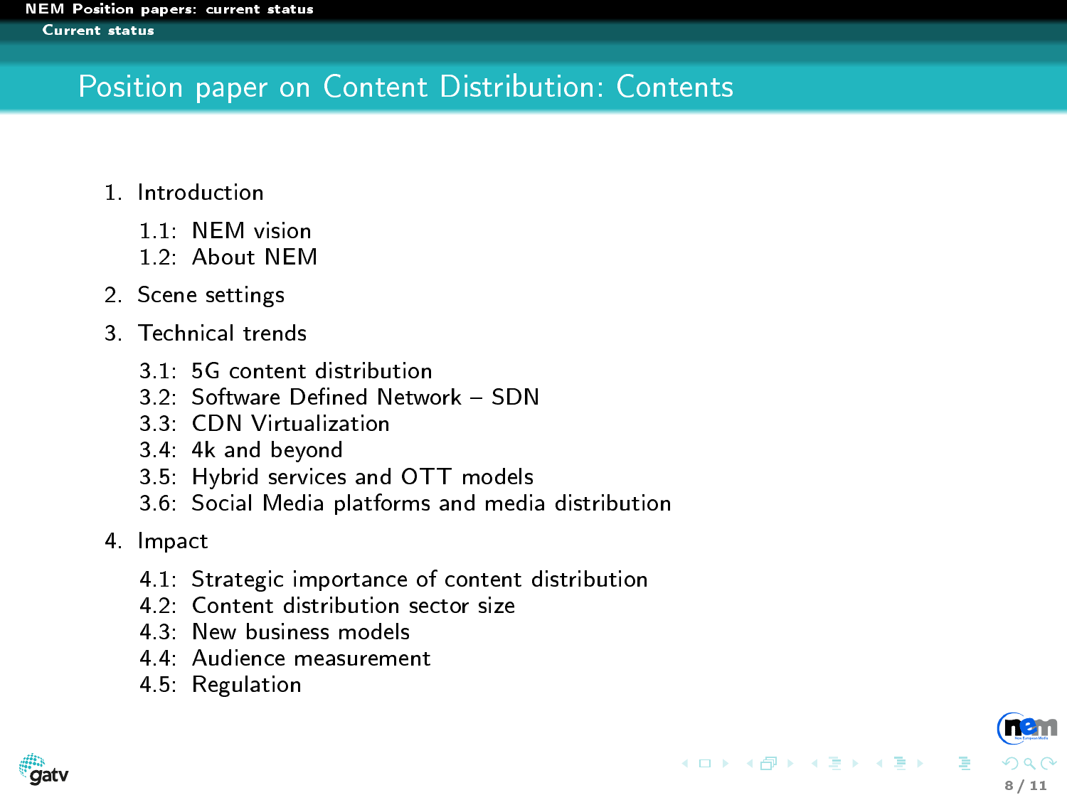# Position paper on Content Distribution: Contents

1. Introduction
   - 1.1: NEM vision
   - 1.2: About NEM
2. Scene settings
3. Technical trends
   - 3.1: 5G content distribution
   - 3.2: Software Defined Network – SDN
   - 3.3: CDN Virtualization
   - 3.4: 4k and beyond
   - 3.5: Hybrid services and OTT models
   - 3.6: Social Media platforms and media distribution
4. Impact
   - 4.1: Strategic importance of content distribution
   - 4.2: Content distribution sector size
   - 4.3: New business models
   - 4.4: Audience measurement
   - 4.5: Regulation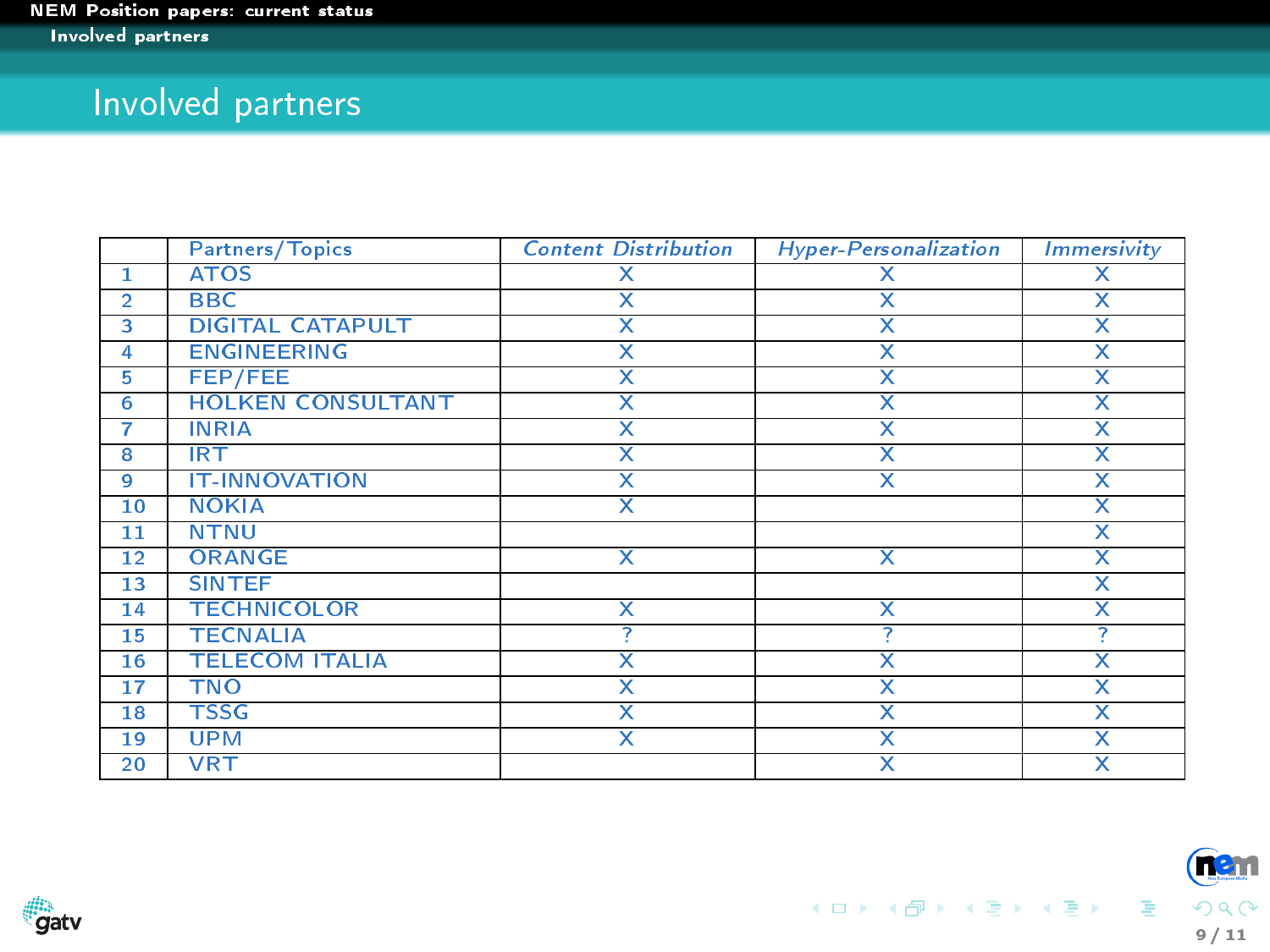# Involved partners

| | Partners/Topics | *Content Distribution* | *Hyper-Personalization* | *Immersivity* |
|---|---|---|---|---|
| 1 | ATOS | X | X | X |
| 2 | BBC | X | X | X |
| 3 | DIGITAL CATAPULT | X | X | X |
| 4 | ENGINEERING | X | X | X |
| 5 | FEP/FEE | X | X | X |
| 6 | HOLKEN CONSULTANT | X | X | X |
| 7 | INRIA | X | X | X |
| 8 | IRT | X | X | X |
| 9 | IT-INNOVATION | X | X | X |
| 10 | NOKIA | X | | X |
| 11 | NTNU | | | X |
| 12 | ORANGE | X | X | X |
| 13 | SINTEF | | | X |
| 14 | TECHNICOLOR | X | X | X |
| 15 | TECNALIA | ? | ? | ? |
| 16 | TELECOM ITALIA | X | X | X |
| 17 | TNO | X | X | X |
| 18 | TSSG | X | X | X |
| 19 | UPM | X | X | X |
| 20 | VRT | | X | X |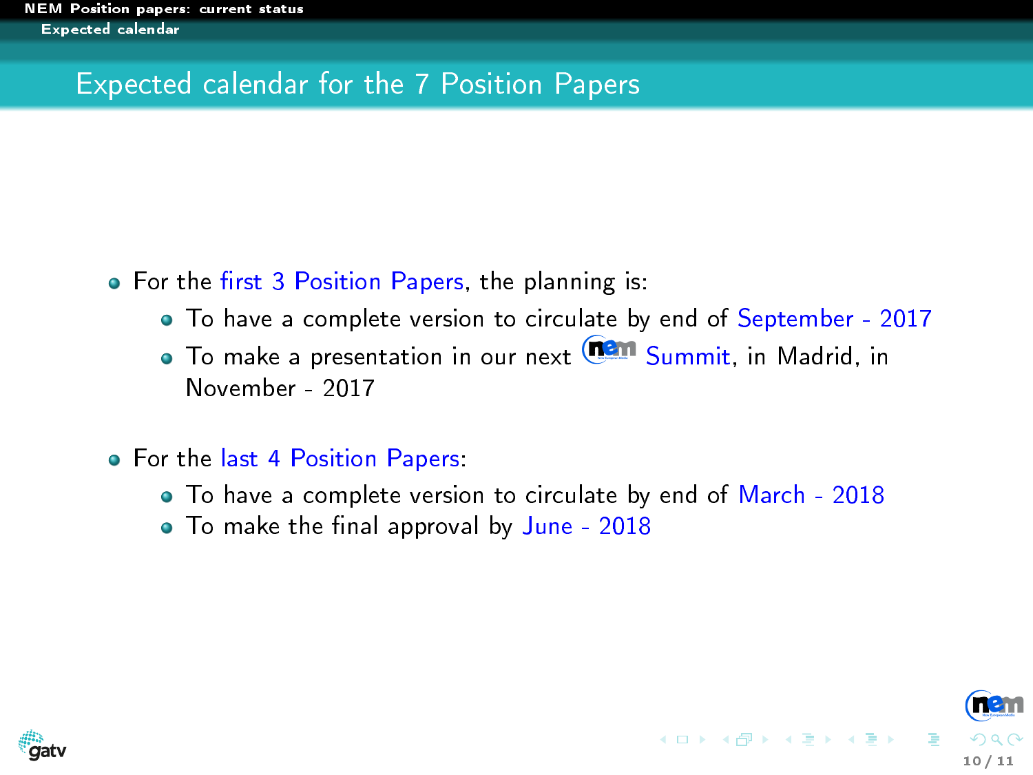## Expected calendar for the 7 Position Papers

- For the first 3 Position Papers, the planning is:
  - To have a complete version to circulate by end of September - 2017
  - To make a presentation in our next nem Summit, in Madrid, in November - 2017
- For the last 4 Position Papers:
  - To have a complete version to circulate by end of March - 2018
  - To make the final approval by June - 2018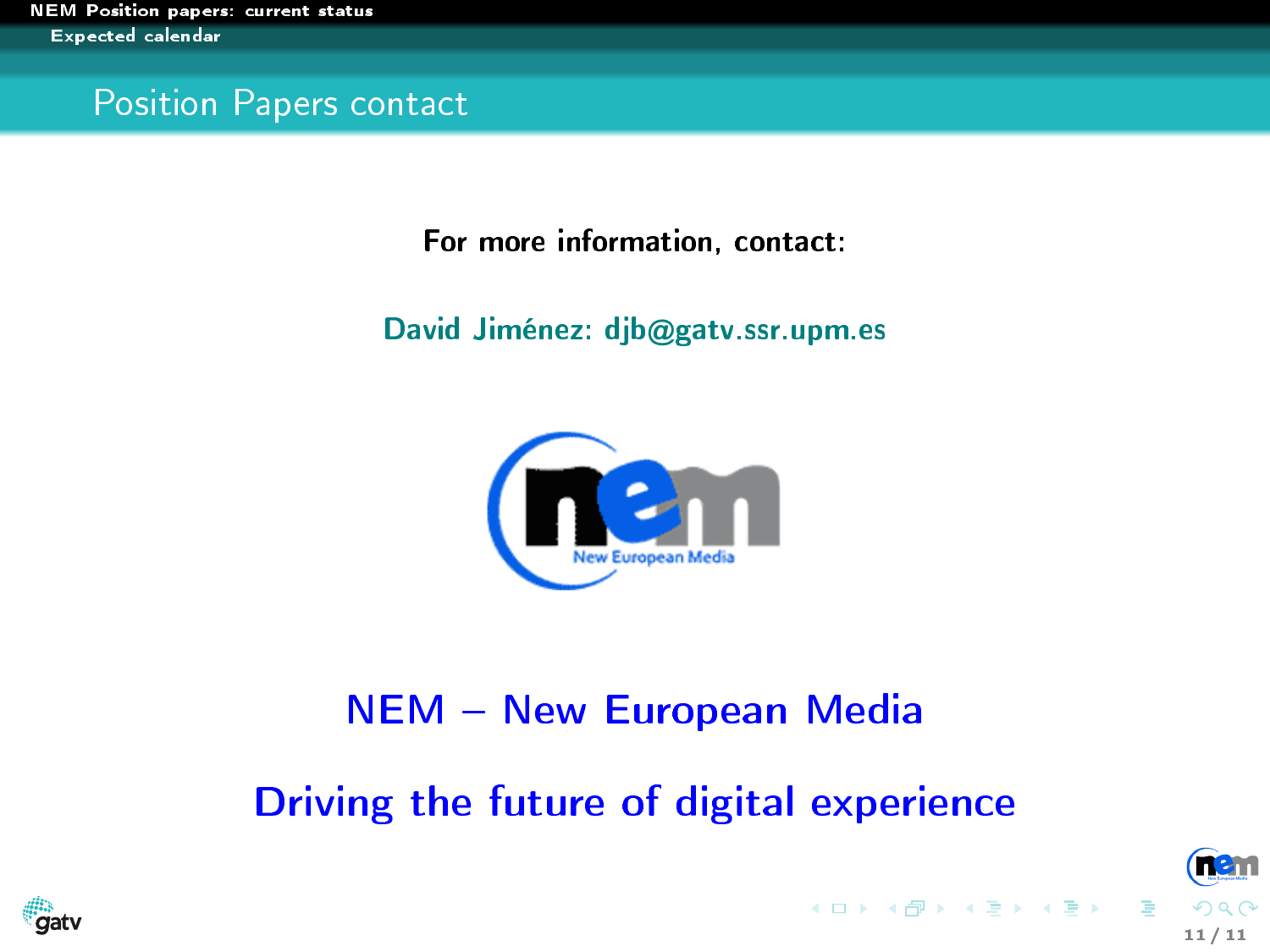## Position Papers contact

**For more information, contact:**

David Jiménez: djb@gatv.ssr.upm.es

NEM – New European Media

Driving the future of digital experience